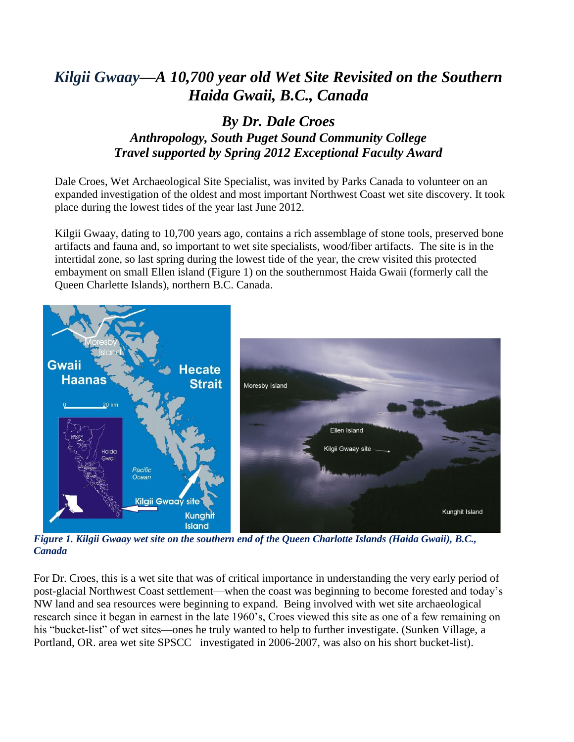# *Kilgii Gwaay—A 10,700 year old Wet Site Revisited on the Southern Haida Gwaii, B.C., Canada*

## *By Dr. Dale Croes*

### *Anthropology, South Puget Sound Community College*

### *Travel supported by Spring 2012 Exceptional Faculty Award*

Dale Croes, Wet Archaeological Site Specialist, was invited by Parks Canada to volunteer on an expanded investigation of the oldest and most important Northwest Coast wet site discovery. It took place during the lowest tides of the year last June 2012.

Kilgii Gwaay, dating to 10,700 years ago, contains a rich assemblage of stone tools, preserved bone artifacts and fauna and, so important to wet site specialists, wood/fiber artifacts. The site is in the intertidal zone, so last spring during the lowest tide of the year, the crew visited this protected embayment on small Ellen island (Figure 1) on the southernmost Haida Gwaii (formerly call the Queen Charlette Islands), northern B.C. Canada.

***Figure 1. Kilgii Gwaay wet site on the southern end of the Queen Charlotte Islands (Haida Gwaii), B.C., Canada***

For Dr. Croes, this is a wet site that was of critical importance in understanding the very early period of post-glacial Northwest Coast settlement—when the coast was beginning to become forested and today's NW land and sea resources were beginning to expand. Being involved with wet site archaeological research since it began in earnest in the late 1960's, Croes viewed this site as one of a few remaining on his "bucket-list" of wet sites—ones he truly wanted to help to further investigate. (Sunken Village, a Portland, OR. area wet site SPSCC investigated in 2006-2007, was also on his short bucket-list).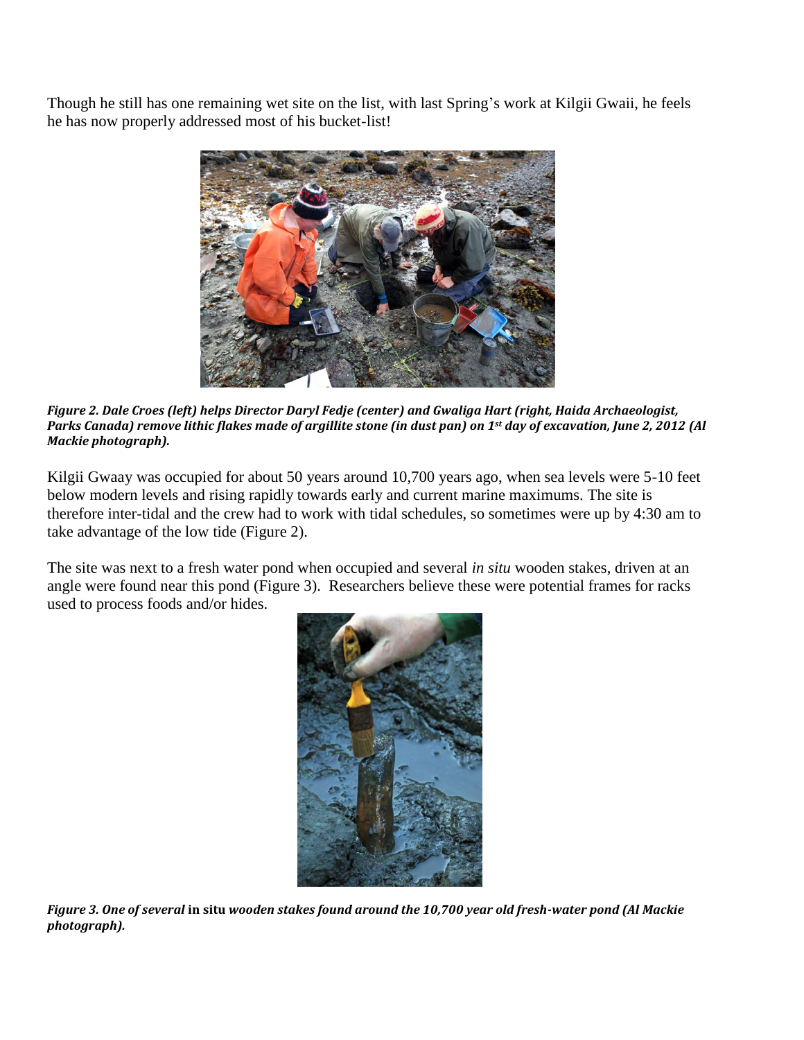Though he still has one remaining wet site on the list, with last Spring's work at Kilgii Gwaii, he feels he has now properly addressed most of his bucket-list!

***Figure 2. Dale Croes (left) helps Director Daryl Fedje (center) and Gwaliga Hart (right, Haida Archaeologist, Parks Canada) remove lithic flakes made of argillite stone (in dust pan) on 1st day of excavation, June 2, 2012 (Al Mackie photograph).***

Kilgii Gwaay was occupied for about 50 years around 10,700 years ago, when sea levels were 5-10 feet below modern levels and rising rapidly towards early and current marine maximums. The site is therefore inter-tidal and the crew had to work with tidal schedules, so sometimes were up by 4:30 am to take advantage of the low tide (Figure 2).

The site was next to a fresh water pond when occupied and several *in situ* wooden stakes, driven at an angle were found near this pond (Figure 3). Researchers believe these were potential frames for racks used to process foods and/or hides.

***Figure 3. One of several* in situ *wooden stakes found around the 10,700 year old fresh-water pond (Al Mackie photograph).***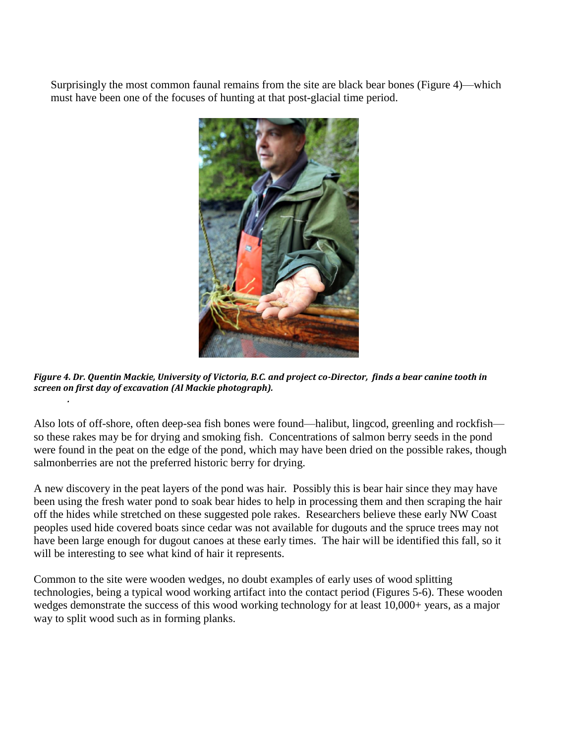Surprisingly the most common faunal remains from the site are black bear bones (Figure 4)—which must have been one of the focuses of hunting at that post-glacial time period.

***Figure 4. Dr. Quentin Mackie, University of Victoria, B.C. and project co-Director, finds a bear canine tooth in screen on first day of excavation (Al Mackie photograph).***

Also lots of off-shore, often deep-sea fish bones were found—halibut, lingcod, greenling and rockfish—so these rakes may be for drying and smoking fish. Concentrations of salmon berry seeds in the pond were found in the peat on the edge of the pond, which may have been dried on the possible rakes, though salmonberries are not the preferred historic berry for drying.

A new discovery in the peat layers of the pond was hair. Possibly this is bear hair since they may have been using the fresh water pond to soak bear hides to help in processing them and then scraping the hair off the hides while stretched on these suggested pole rakes. Researchers believe these early NW Coast peoples used hide covered boats since cedar was not available for dugouts and the spruce trees may not have been large enough for dugout canoes at these early times. The hair will be identified this fall, so it will be interesting to see what kind of hair it represents.

Common to the site were wooden wedges, no doubt examples of early uses of wood splitting technologies, being a typical wood working artifact into the contact period (Figures 5-6). These wooden wedges demonstrate the success of this wood working technology for at least 10,000+ years, as a major way to split wood such as in forming planks.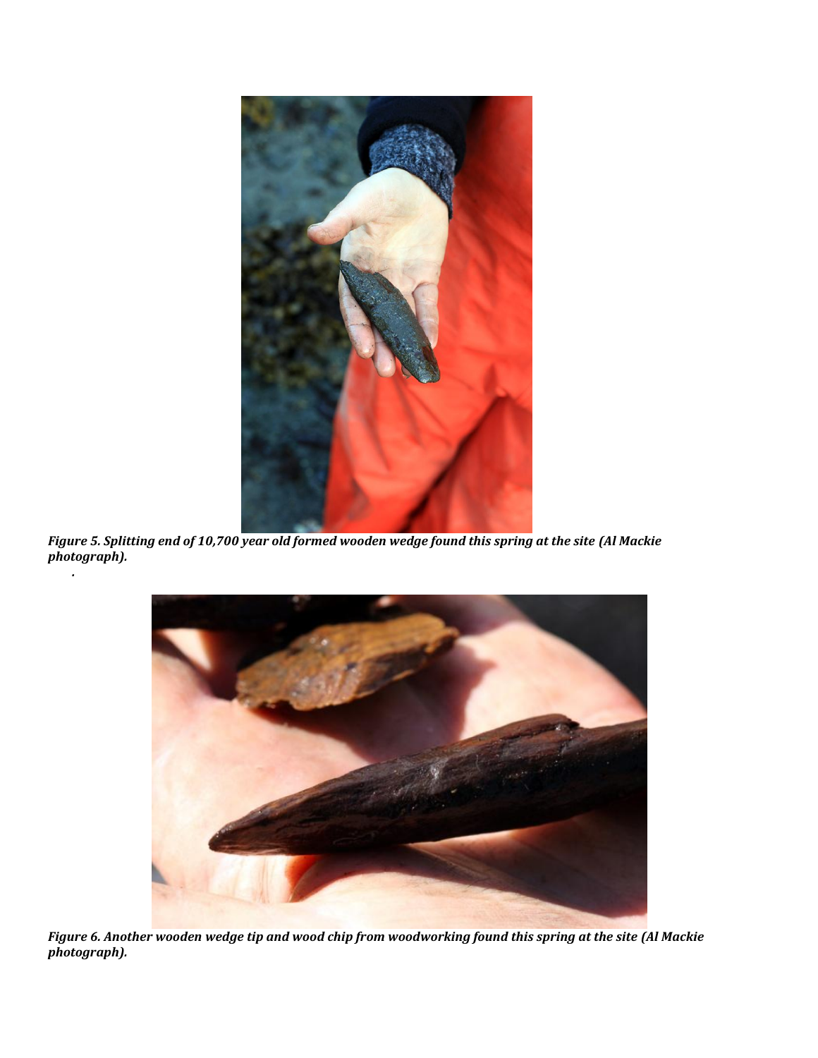*Figure 5. Splitting end of 10,700 year old formed wooden wedge found this spring at the site (Al Mackie photograph).*

.

*Figure 6. Another wooden wedge tip and wood chip from woodworking found this spring at the site (Al Mackie photograph).*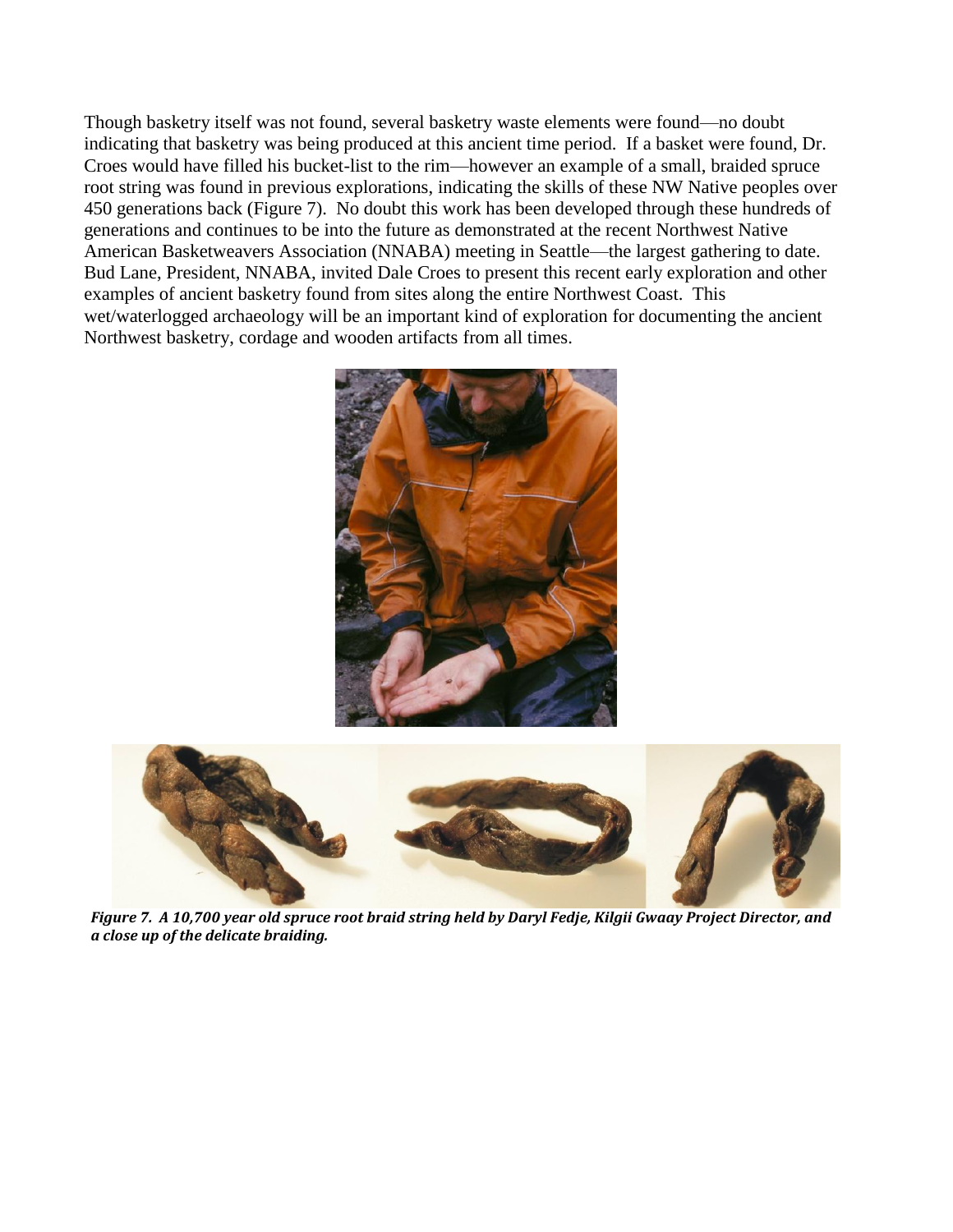Though basketry itself was not found, several basketry waste elements were found—no doubt indicating that basketry was being produced at this ancient time period. If a basket were found, Dr. Croes would have filled his bucket-list to the rim—however an example of a small, braided spruce root string was found in previous explorations, indicating the skills of these NW Native peoples over 450 generations back (Figure 7). No doubt this work has been developed through these hundreds of generations and continues to be into the future as demonstrated at the recent Northwest Native American Basketweavers Association (NNABA) meeting in Seattle—the largest gathering to date. Bud Lane, President, NNABA, invited Dale Croes to present this recent early exploration and other examples of ancient basketry found from sites along the entire Northwest Coast. This wet/waterlogged archaeology will be an important kind of exploration for documenting the ancient Northwest basketry, cordage and wooden artifacts from all times.

***Figure 7. A 10,700 year old spruce root braid string held by Daryl Fedje, Kilgii Gwaay Project Director, and a close up of the delicate braiding.***